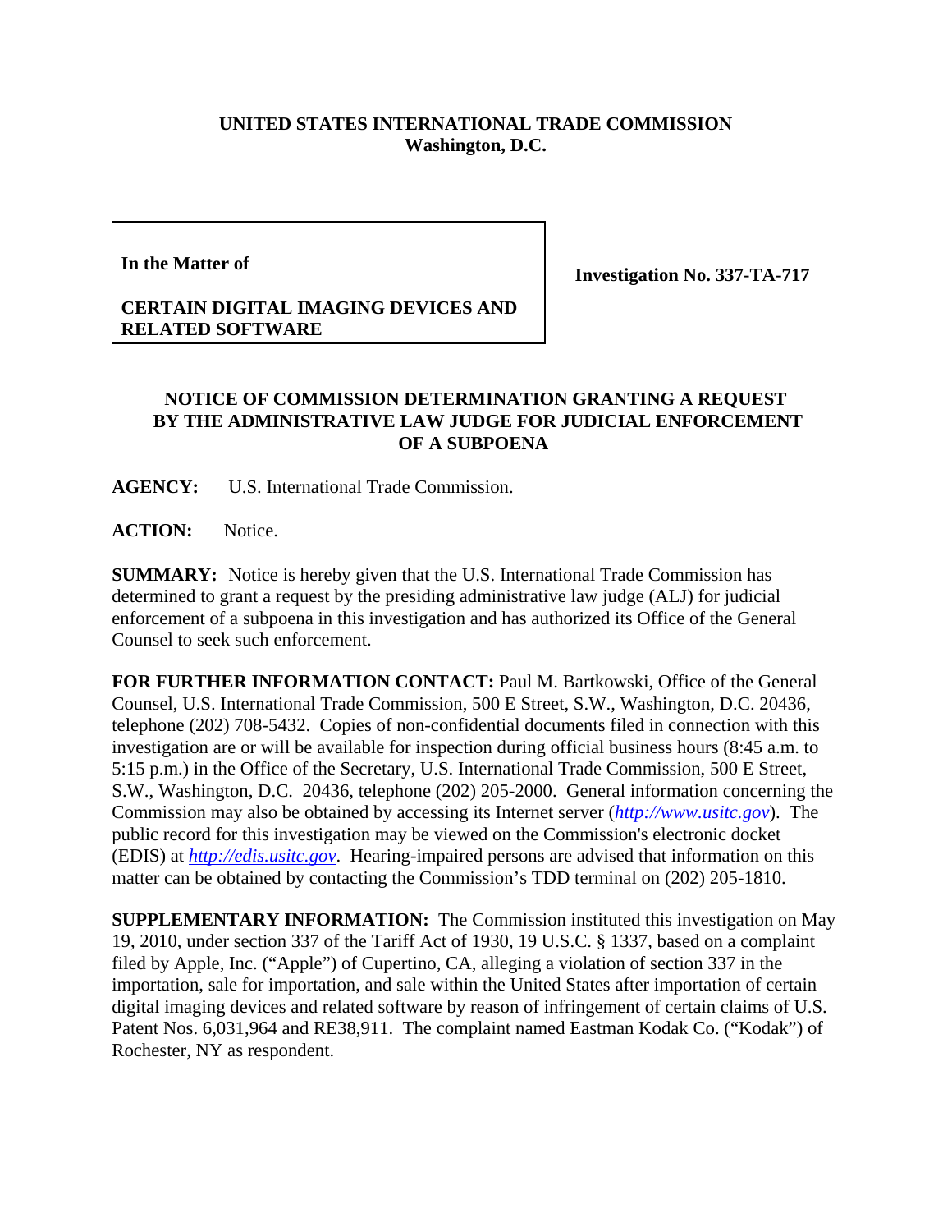**UNITED STATES INTERNATIONAL TRADE COMMISSION**
**Washington, D.C.**

| In the Matter of<br><br>**CERTAIN DIGITAL IMAGING DEVICES AND RELATED SOFTWARE** | **Investigation No. 337-TA-717** |
|---|---|

**NOTICE OF COMMISSION DETERMINATION GRANTING A REQUEST BY THE ADMINISTRATIVE LAW JUDGE FOR JUDICIAL ENFORCEMENT OF A SUBPOENA**

**AGENCY:** U.S. International Trade Commission.

**ACTION:** Notice.

**SUMMARY:** Notice is hereby given that the U.S. International Trade Commission has determined to grant a request by the presiding administrative law judge (ALJ) for judicial enforcement of a subpoena in this investigation and has authorized its Office of the General Counsel to seek such enforcement.

**FOR FURTHER INFORMATION CONTACT:** Paul M. Bartkowski, Office of the General Counsel, U.S. International Trade Commission, 500 E Street, S.W., Washington, D.C. 20436, telephone (202) 708-5432. Copies of non-confidential documents filed in connection with this investigation are or will be available for inspection during official business hours (8:45 a.m. to 5:15 p.m.) in the Office of the Secretary, U.S. International Trade Commission, 500 E Street, S.W., Washington, D.C. 20436, telephone (202) 205-2000. General information concerning the Commission may also be obtained by accessing its Internet server (*http://www.usitc.gov*). The public record for this investigation may be viewed on the Commission's electronic docket (EDIS) at *http://edis.usitc.gov*. Hearing-impaired persons are advised that information on this matter can be obtained by contacting the Commission's TDD terminal on (202) 205-1810.

**SUPPLEMENTARY INFORMATION:** The Commission instituted this investigation on May 19, 2010, under section 337 of the Tariff Act of 1930, 19 U.S.C. § 1337, based on a complaint filed by Apple, Inc. ("Apple") of Cupertino, CA, alleging a violation of section 337 in the importation, sale for importation, and sale within the United States after importation of certain digital imaging devices and related software by reason of infringement of certain claims of U.S. Patent Nos. 6,031,964 and RE38,911. The complaint named Eastman Kodak Co. ("Kodak") of Rochester, NY as respondent.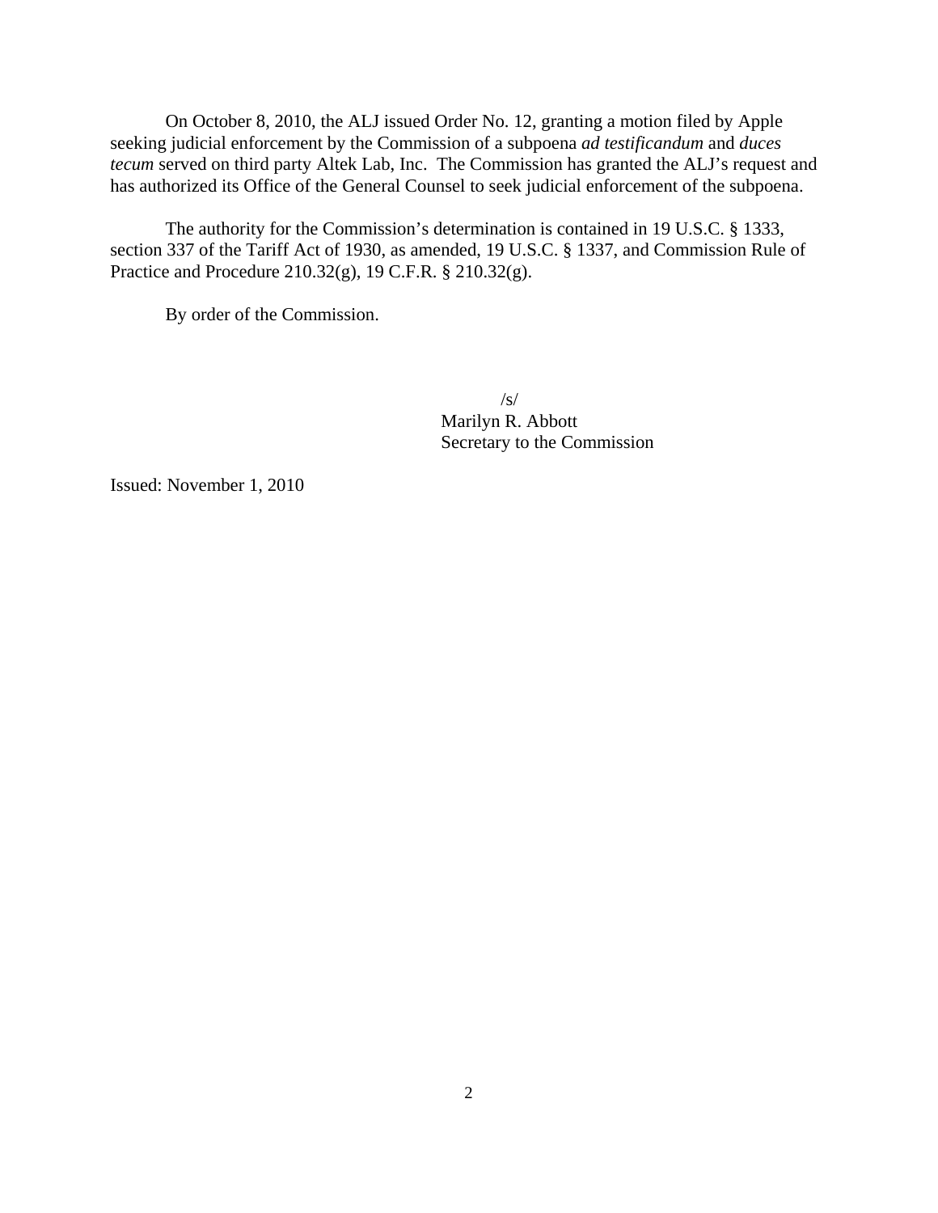On October 8, 2010, the ALJ issued Order No. 12, granting a motion filed by Apple seeking judicial enforcement by the Commission of a subpoena *ad testificandum* and *duces tecum* served on third party Altek Lab, Inc. The Commission has granted the ALJ's request and has authorized its Office of the General Counsel to seek judicial enforcement of the subpoena.

The authority for the Commission's determination is contained in 19 U.S.C. § 1333, section 337 of the Tariff Act of 1930, as amended, 19 U.S.C. § 1337, and Commission Rule of Practice and Procedure 210.32(g), 19 C.F.R. § 210.32(g).

By order of the Commission.

/s/
Marilyn R. Abbott
Secretary to the Commission

Issued: November 1, 2010